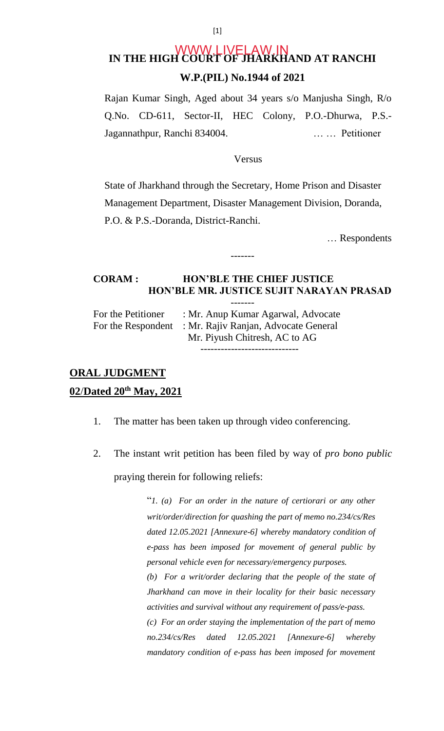# IN THE HIGH COURT OF JHARKHAND AT RANCHI

## W.P.(PIL) No.1944 of 2021

Rajan Kumar Singh, Aged about 34 years s/o Manjusha Singh, R/o Q.No. CD-611, Sector-II, HEC Colony, P.O.-Dhurwa, P.S.-Jagannathpur, Ranchi 834004. … … Petitioner

Versus

State of Jharkhand through the Secretary, Home Prison and Disaster Management Department, Disaster Management Division, Doranda, P.O. & P.S.-Doranda, District-Ranchi.

… Respondents

-------

**CORAM : HON'BLE THE CHIEF JUSTICE**
**HON'BLE MR. JUSTICE SUJIT NARAYAN PRASAD**

-------

For the Petitioner : Mr. Anup Kumar Agarwal, Advocate
For the Respondent : Mr. Rajiv Ranjan, Advocate General
Mr. Piyush Chitresh, AC to AG

-----------------------------

**ORAL JUDGMENT**

**02/Dated 20th May, 2021**

1. The matter has been taken up through video conferencing.

2. The instant writ petition has been filed by way of *pro bono public* praying therein for following reliefs:

> "*1. (a) For an order in the nature of certiorari or any other writ/order/direction for quashing the part of memo no.234/cs/Res dated 12.05.2021 [Annexure-6] whereby mandatory condition of e-pass has been imposed for movement of general public by personal vehicle even for necessary/emergency purposes.*
>
> *(b) For a writ/order declaring that the people of the state of Jharkhand can move in their locality for their basic necessary activities and survival without any requirement of pass/e-pass.*
>
> *(c) For an order staying the implementation of the part of memo no.234/cs/Res dated 12.05.2021 [Annexure-6] whereby mandatory condition of e-pass has been imposed for movement*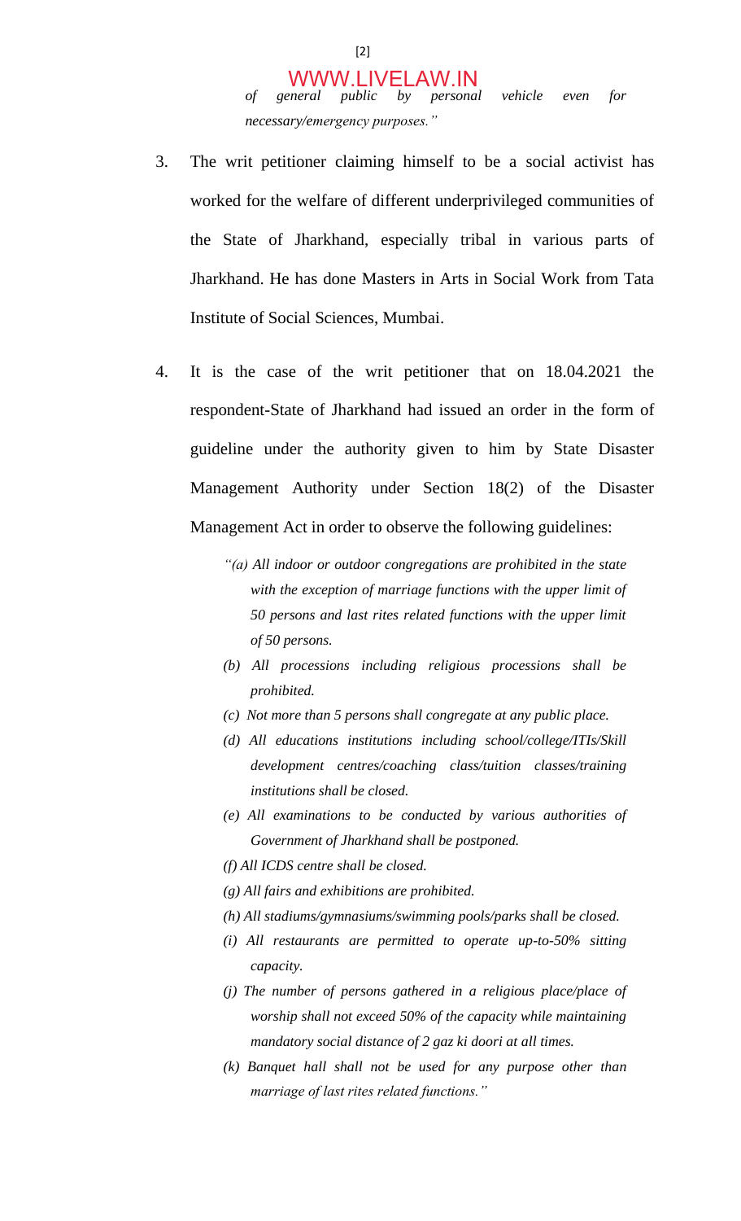*of general public by personal vehicle even for necessary/emergency purposes."*

3. The writ petitioner claiming himself to be a social activist has worked for the welfare of different underprivileged communities of the State of Jharkhand, especially tribal in various parts of Jharkhand. He has done Masters in Arts in Social Work from Tata Institute of Social Sciences, Mumbai.

4. It is the case of the writ petitioner that on 18.04.2021 the respondent-State of Jharkhand had issued an order in the form of guideline under the authority given to him by State Disaster Management Authority under Section 18(2) of the Disaster Management Act in order to observe the following guidelines:

*"(a) All indoor or outdoor congregations are prohibited in the state with the exception of marriage functions with the upper limit of 50 persons and last rites related functions with the upper limit of 50 persons.*

*(b) All processions including religious processions shall be prohibited.*

*(c) Not more than 5 persons shall congregate at any public place.*

*(d) All educations institutions including school/college/ITIs/Skill development centres/coaching class/tuition classes/training institutions shall be closed.*

*(e) All examinations to be conducted by various authorities of Government of Jharkhand shall be postponed.*

*(f) All ICDS centre shall be closed.*

*(g) All fairs and exhibitions are prohibited.*

*(h) All stadiums/gymnasiums/swimming pools/parks shall be closed.*

*(i) All restaurants are permitted to operate up-to-50% sitting capacity.*

*(j) The number of persons gathered in a religious place/place of worship shall not exceed 50% of the capacity while maintaining mandatory social distance of 2 gaz ki doori at all times.*

*(k) Banquet hall shall not be used for any purpose other than marriage of last rites related functions."*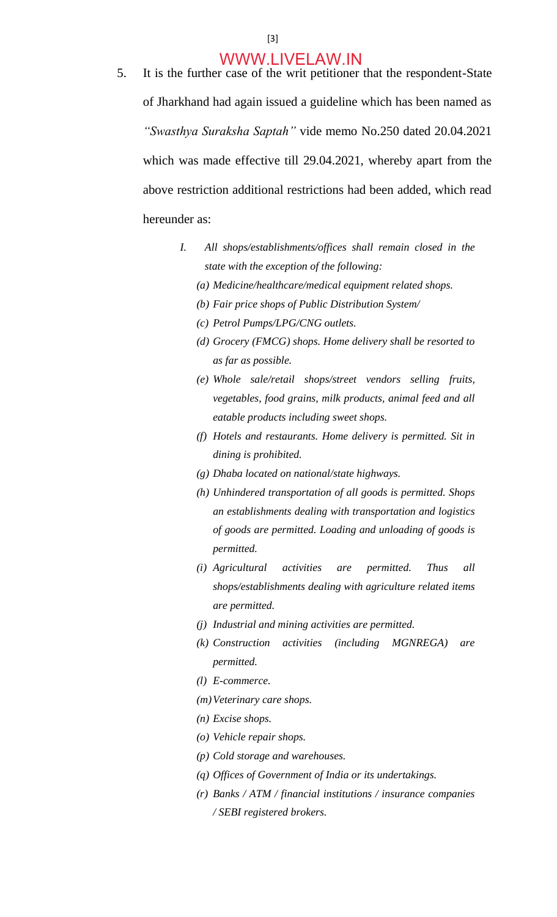5. It is the further case of the writ petitioner that the respondent-State of Jharkhand had again issued a guideline which has been named as *"Swasthya Suraksha Saptah"* vide memo No.250 dated 20.04.2021 which was made effective till 29.04.2021, whereby apart from the above restriction additional restrictions had been added, which read hereunder as:

   *I. All shops/establishments/offices shall remain closed in the state with the exception of the following:*

   *(a) Medicine/healthcare/medical equipment related shops.*

   *(b) Fair price shops of Public Distribution System/*

   *(c) Petrol Pumps/LPG/CNG outlets.*

   *(d) Grocery (FMCG) shops. Home delivery shall be resorted to as far as possible.*

   *(e) Whole sale/retail shops/street vendors selling fruits, vegetables, food grains, milk products, animal feed and all eatable products including sweet shops.*

   *(f) Hotels and restaurants. Home delivery is permitted. Sit in dining is prohibited.*

   *(g) Dhaba located on national/state highways.*

   *(h) Unhindered transportation of all goods is permitted. Shops an establishments dealing with transportation and logistics of goods are permitted. Loading and unloading of goods is permitted.*

   *(i) Agricultural activities are permitted. Thus all shops/establishments dealing with agriculture related items are permitted.*

   *(j) Industrial and mining activities are permitted.*

   *(k) Construction activities (including MGNREGA) are permitted.*

   *(l) E-commerce.*

   *(m) Veterinary care shops.*

   *(n) Excise shops.*

   *(o) Vehicle repair shops.*

   *(p) Cold storage and warehouses.*

   *(q) Offices of Government of India or its undertakings.*

   *(r) Banks / ATM / financial institutions / insurance companies / SEBI registered brokers.*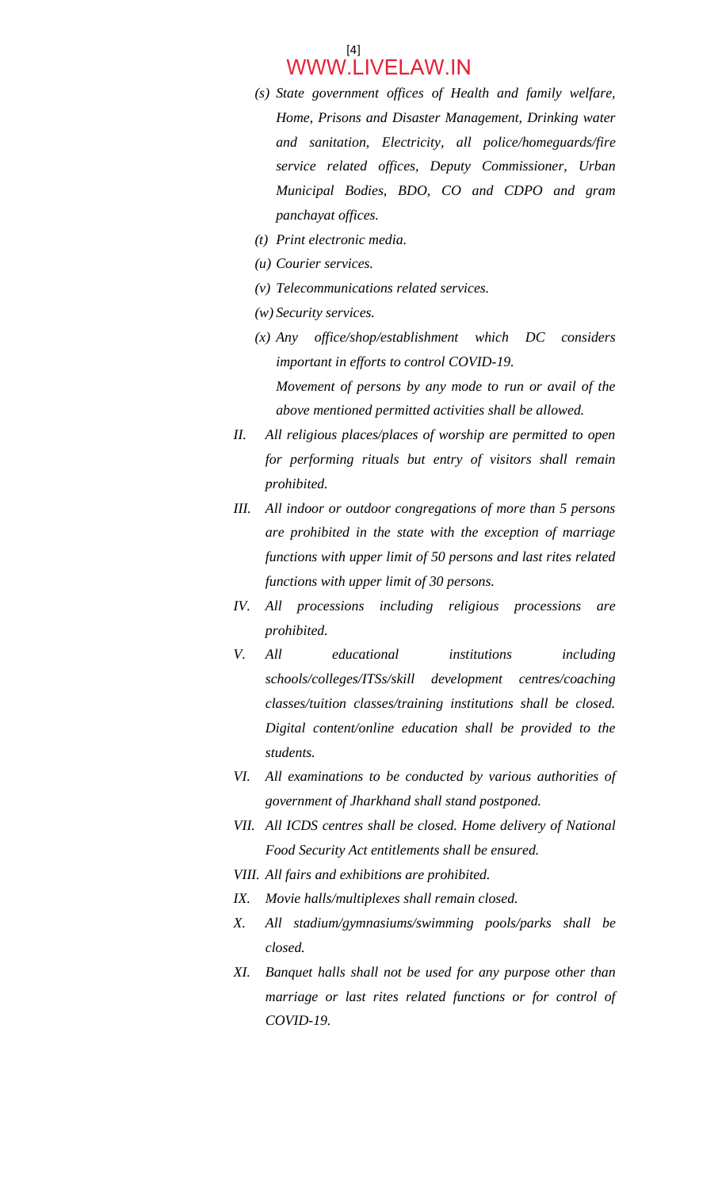- *(s) State government offices of Health and family welfare, Home, Prisons and Disaster Management, Drinking water and sanitation, Electricity, all police/homeguards/fire service related offices, Deputy Commissioner, Urban Municipal Bodies, BDO, CO and CDPO and gram panchayat offices.*
- *(t) Print electronic media.*
- *(u) Courier services.*
- *(v) Telecommunications related services.*
- *(w) Security services.*
- *(x) Any office/shop/establishment which DC considers important in efforts to control COVID-19.*

  *Movement of persons by any mode to run or avail of the above mentioned permitted activities shall be allowed.*

*II.* *All religious places/places of worship are permitted to open for performing rituals but entry of visitors shall remain prohibited.*

*III.* *All indoor or outdoor congregations of more than 5 persons are prohibited in the state with the exception of marriage functions with upper limit of 50 persons and last rites related functions with upper limit of 30 persons.*

*IV.* *All processions including religious processions are prohibited.*

*V.* *All educational institutions including schools/colleges/ITSs/skill development centres/coaching classes/tuition classes/training institutions shall be closed. Digital content/online education shall be provided to the students.*

*VI.* *All examinations to be conducted by various authorities of government of Jharkhand shall stand postponed.*

*VII.* *All ICDS centres shall be closed. Home delivery of National Food Security Act entitlements shall be ensured.*

*VIII.* *All fairs and exhibitions are prohibited.*

*IX.* *Movie halls/multiplexes shall remain closed.*

*X.* *All stadium/gymnasiums/swimming pools/parks shall be closed.*

*XI.* *Banquet halls shall not be used for any purpose other than marriage or last rites related functions or for control of COVID-19.*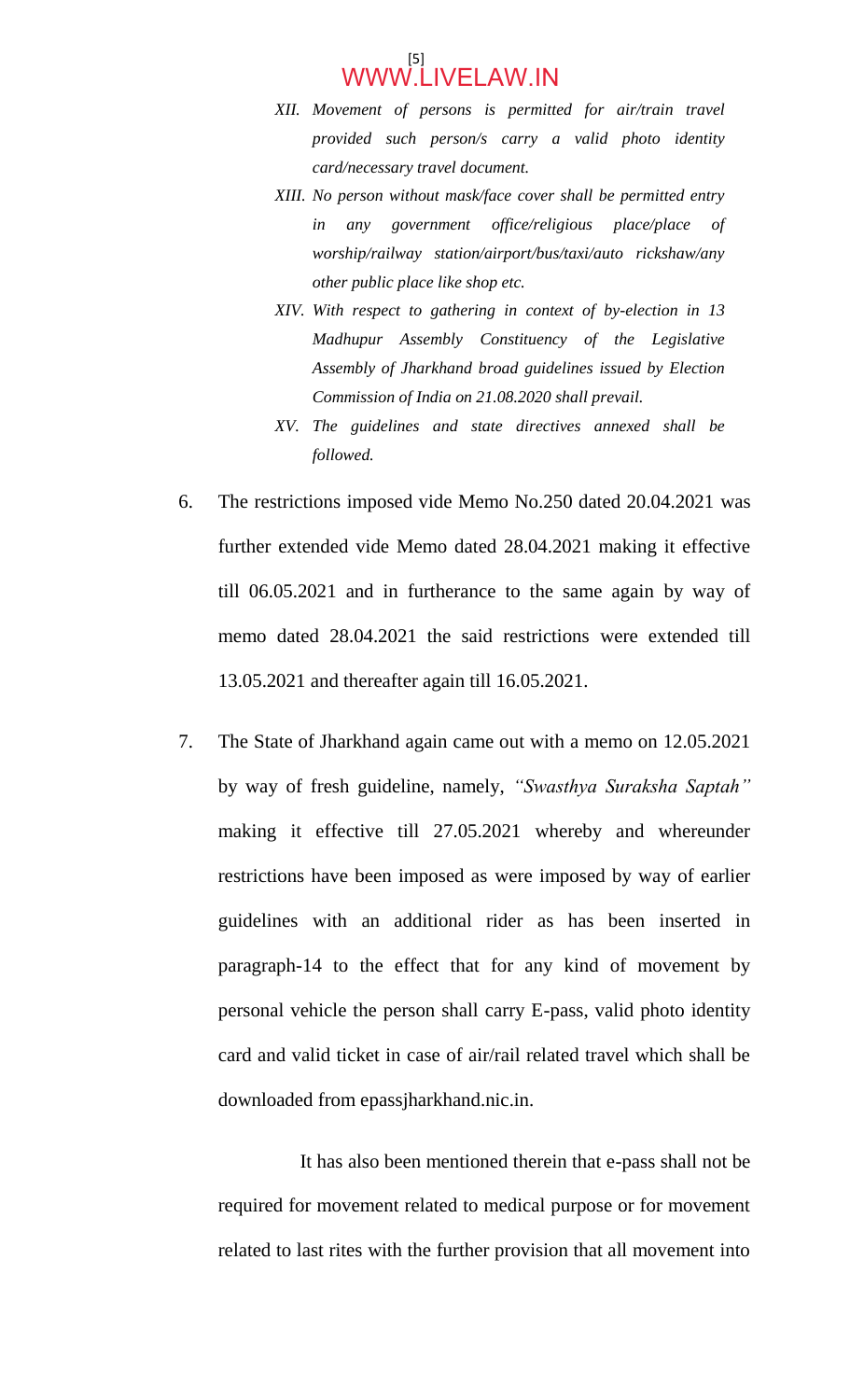*XII. Movement of persons is permitted for air/train travel provided such person/s carry a valid photo identity card/necessary travel document.*

*XIII. No person without mask/face cover shall be permitted entry in any government office/religious place/place of worship/railway station/airport/bus/taxi/auto rickshaw/any other public place like shop etc.*

*XIV. With respect to gathering in context of by-election in 13 Madhupur Assembly Constituency of the Legislative Assembly of Jharkhand broad guidelines issued by Election Commission of India on 21.08.2020 shall prevail.*

*XV. The guidelines and state directives annexed shall be followed.*

6. The restrictions imposed vide Memo No.250 dated 20.04.2021 was further extended vide Memo dated 28.04.2021 making it effective till 06.05.2021 and in furtherance to the same again by way of memo dated 28.04.2021 the said restrictions were extended till 13.05.2021 and thereafter again till 16.05.2021.

7. The State of Jharkhand again came out with a memo on 12.05.2021 by way of fresh guideline, namely, *"Swasthya Suraksha Saptah"* making it effective till 27.05.2021 whereby and whereunder restrictions have been imposed as were imposed by way of earlier guidelines with an additional rider as has been inserted in paragraph-14 to the effect that for any kind of movement by personal vehicle the person shall carry E-pass, valid photo identity card and valid ticket in case of air/rail related travel which shall be downloaded from epassjharkhand.nic.in.

It has also been mentioned therein that e-pass shall not be required for movement related to medical purpose or for movement related to last rites with the further provision that all movement into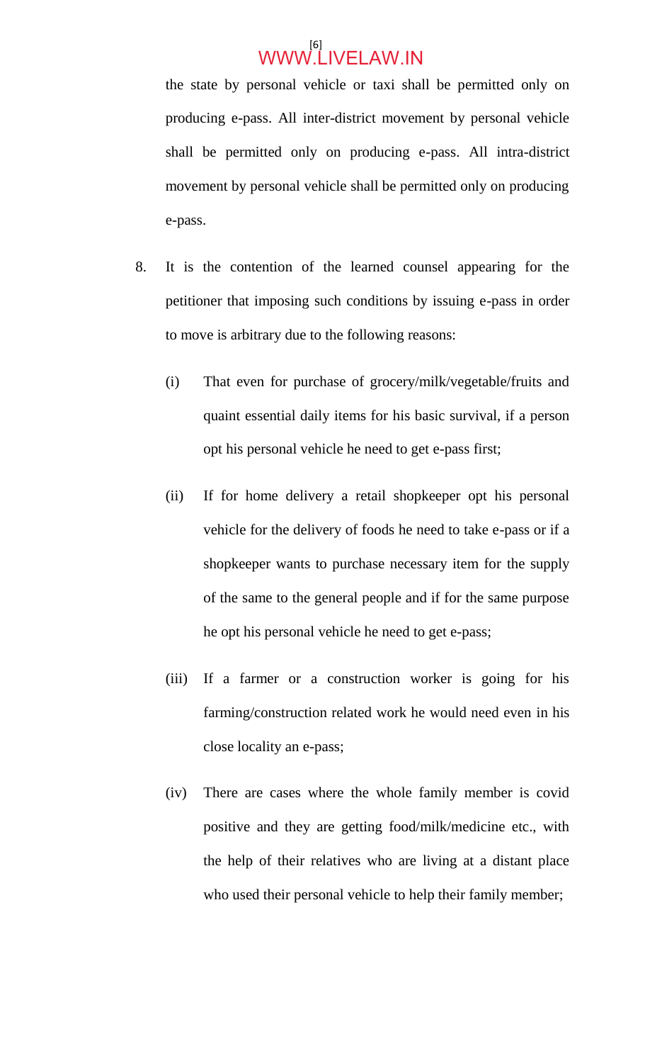the state by personal vehicle or taxi shall be permitted only on producing e-pass. All inter-district movement by personal vehicle shall be permitted only on producing e-pass. All intra-district movement by personal vehicle shall be permitted only on producing e-pass.

8. It is the contention of the learned counsel appearing for the petitioner that imposing such conditions by issuing e-pass in order to move is arbitrary due to the following reasons:

   (i) That even for purchase of grocery/milk/vegetable/fruits and quaint essential daily items for his basic survival, if a person opt his personal vehicle he need to get e-pass first;

   (ii) If for home delivery a retail shopkeeper opt his personal vehicle for the delivery of foods he need to take e-pass or if a shopkeeper wants to purchase necessary item for the supply of the same to the general people and if for the same purpose he opt his personal vehicle he need to get e-pass;

   (iii) If a farmer or a construction worker is going for his farming/construction related work he would need even in his close locality an e-pass;

   (iv) There are cases where the whole family member is covid positive and they are getting food/milk/medicine etc., with the help of their relatives who are living at a distant place who used their personal vehicle to help their family member;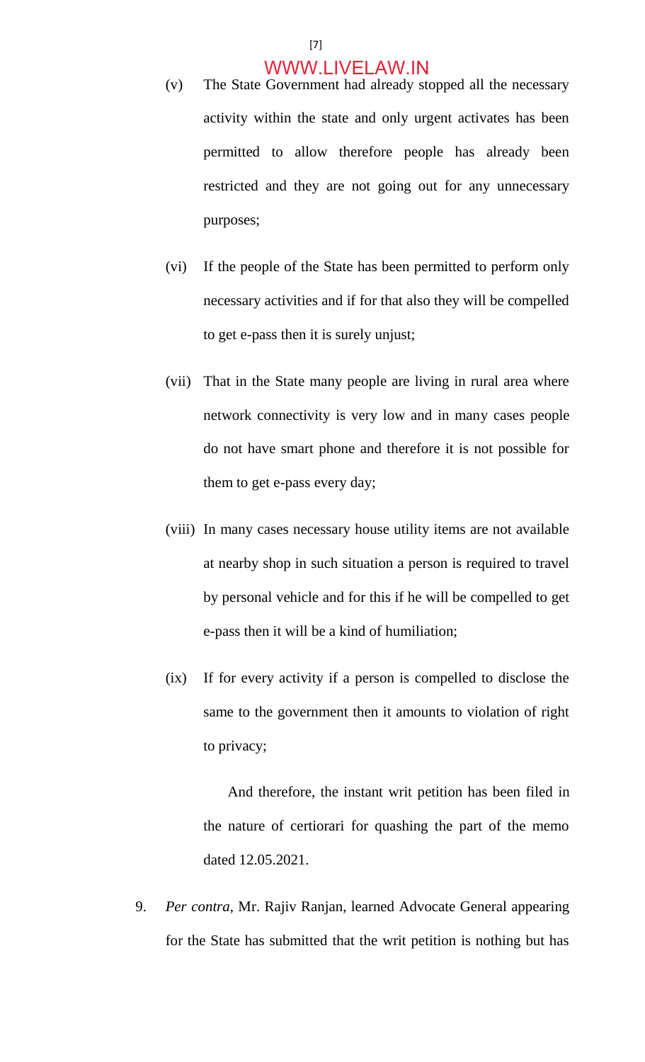(v) The State Government had already stopped all the necessary activity within the state and only urgent activates has been permitted to allow therefore people has already been restricted and they are not going out for any unnecessary purposes;

(vi) If the people of the State has been permitted to perform only necessary activities and if for that also they will be compelled to get e-pass then it is surely unjust;

(vii) That in the State many people are living in rural area where network connectivity is very low and in many cases people do not have smart phone and therefore it is not possible for them to get e-pass every day;

(viii) In many cases necessary house utility items are not available at nearby shop in such situation a person is required to travel by personal vehicle and for this if he will be compelled to get e-pass then it will be a kind of humiliation;

(ix) If for every activity if a person is compelled to disclose the same to the government then it amounts to violation of right to privacy;

And therefore, the instant writ petition has been filed in the nature of certiorari for quashing the part of the memo dated 12.05.2021.

9. *Per contra*, Mr. Rajiv Ranjan, learned Advocate General appearing for the State has submitted that the writ petition is nothing but has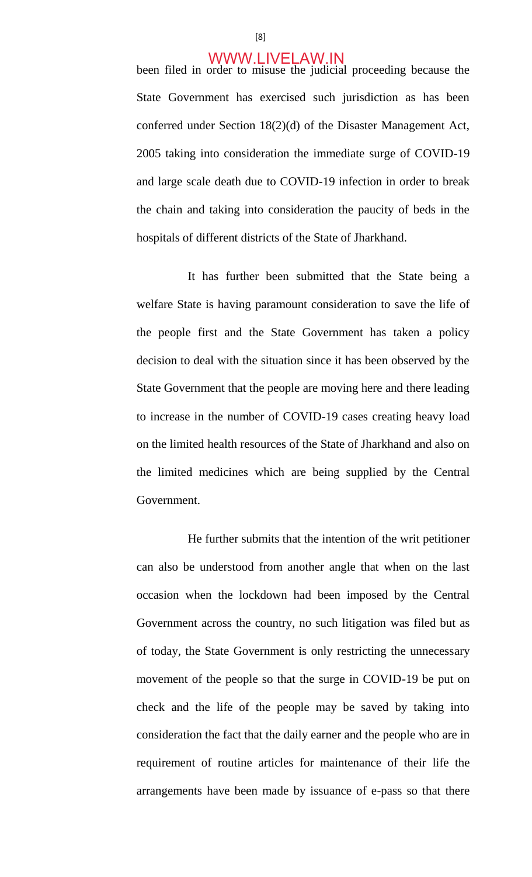been filed in order to misuse the judicial proceeding because the State Government has exercised such jurisdiction as has been conferred under Section 18(2)(d) of the Disaster Management Act, 2005 taking into consideration the immediate surge of COVID-19 and large scale death due to COVID-19 infection in order to break the chain and taking into consideration the paucity of beds in the hospitals of different districts of the State of Jharkhand.

It has further been submitted that the State being a welfare State is having paramount consideration to save the life of the people first and the State Government has taken a policy decision to deal with the situation since it has been observed by the State Government that the people are moving here and there leading to increase in the number of COVID-19 cases creating heavy load on the limited health resources of the State of Jharkhand and also on the limited medicines which are being supplied by the Central Government.

He further submits that the intention of the writ petitioner can also be understood from another angle that when on the last occasion when the lockdown had been imposed by the Central Government across the country, no such litigation was filed but as of today, the State Government is only restricting the unnecessary movement of the people so that the surge in COVID-19 be put on check and the life of the people may be saved by taking into consideration the fact that the daily earner and the people who are in requirement of routine articles for maintenance of their life the arrangements have been made by issuance of e-pass so that there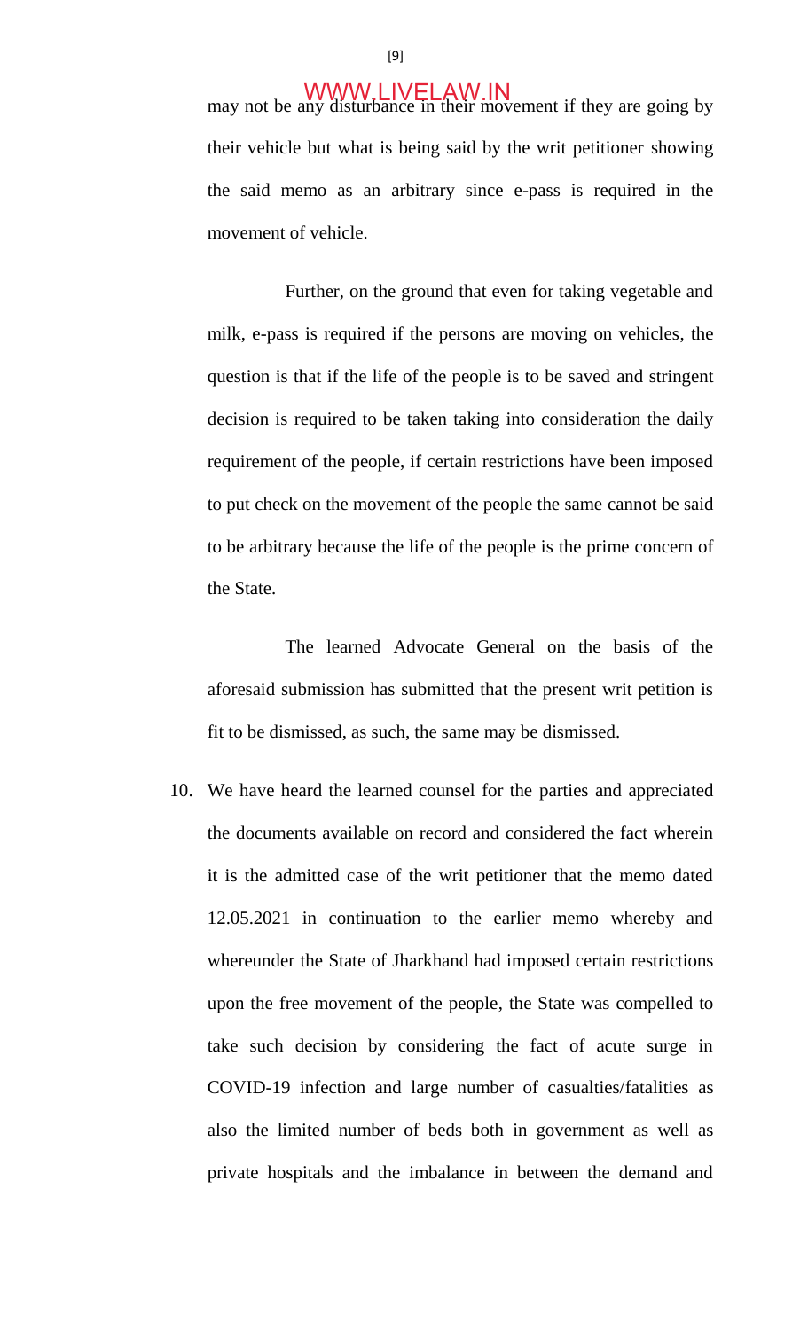may not be any disturbance in their movement if they are going by their vehicle but what is being said by the writ petitioner showing the said memo as an arbitrary since e-pass is required in the movement of vehicle.

Further, on the ground that even for taking vegetable and milk, e-pass is required if the persons are moving on vehicles, the question is that if the life of the people is to be saved and stringent decision is required to be taken taking into consideration the daily requirement of the people, if certain restrictions have been imposed to put check on the movement of the people the same cannot be said to be arbitrary because the life of the people is the prime concern of the State.

The learned Advocate General on the basis of the aforesaid submission has submitted that the present writ petition is fit to be dismissed, as such, the same may be dismissed.

10. We have heard the learned counsel for the parties and appreciated the documents available on record and considered the fact wherein it is the admitted case of the writ petitioner that the memo dated 12.05.2021 in continuation to the earlier memo whereby and whereunder the State of Jharkhand had imposed certain restrictions upon the free movement of the people, the State was compelled to take such decision by considering the fact of acute surge in COVID-19 infection and large number of casualties/fatalities as also the limited number of beds both in government as well as private hospitals and the imbalance in between the demand and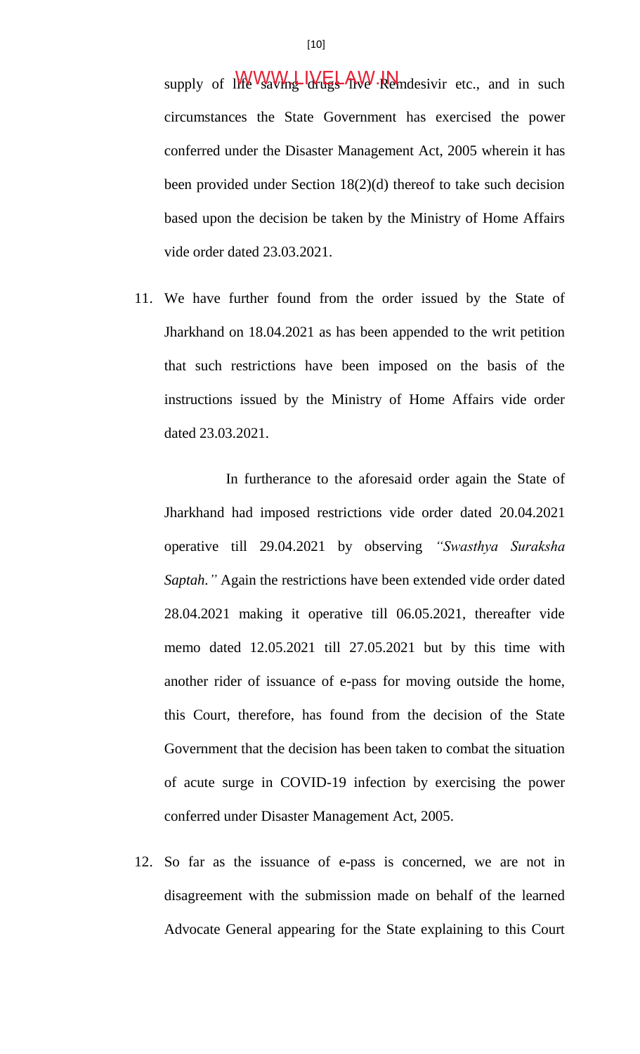supply of life saving drugs like Remdesivir etc., and in such circumstances the State Government has exercised the power conferred under the Disaster Management Act, 2005 wherein it has been provided under Section 18(2)(d) thereof to take such decision based upon the decision be taken by the Ministry of Home Affairs vide order dated 23.03.2021.

11. We have further found from the order issued by the State of Jharkhand on 18.04.2021 as has been appended to the writ petition that such restrictions have been imposed on the basis of the instructions issued by the Ministry of Home Affairs vide order dated 23.03.2021.

    In furtherance to the aforesaid order again the State of Jharkhand had imposed restrictions vide order dated 20.04.2021 operative till 29.04.2021 by observing *"Swasthya Suraksha Saptah."* Again the restrictions have been extended vide order dated 28.04.2021 making it operative till 06.05.2021, thereafter vide memo dated 12.05.2021 till 27.05.2021 but by this time with another rider of issuance of e-pass for moving outside the home, this Court, therefore, has found from the decision of the State Government that the decision has been taken to combat the situation of acute surge in COVID-19 infection by exercising the power conferred under Disaster Management Act, 2005.

12. So far as the issuance of e-pass is concerned, we are not in disagreement with the submission made on behalf of the learned Advocate General appearing for the State explaining to this Court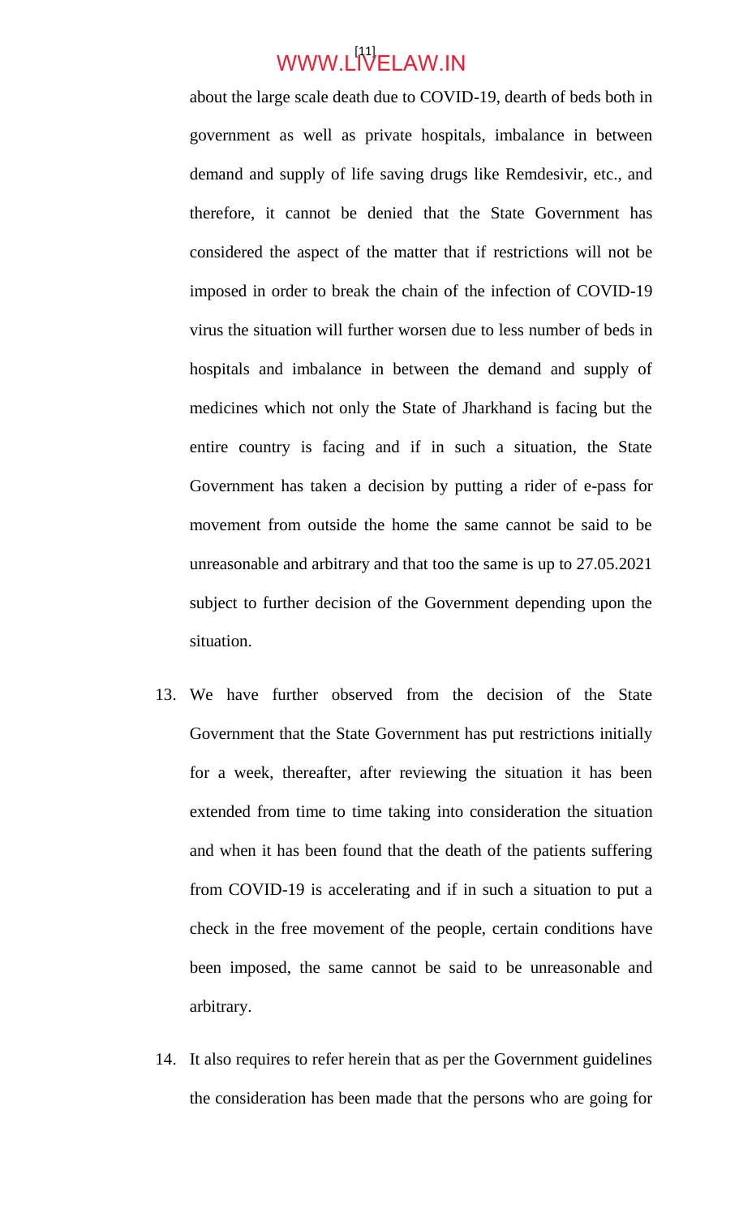about the large scale death due to COVID-19, dearth of beds both in government as well as private hospitals, imbalance in between demand and supply of life saving drugs like Remdesivir, etc., and therefore, it cannot be denied that the State Government has considered the aspect of the matter that if restrictions will not be imposed in order to break the chain of the infection of COVID-19 virus the situation will further worsen due to less number of beds in hospitals and imbalance in between the demand and supply of medicines which not only the State of Jharkhand is facing but the entire country is facing and if in such a situation, the State Government has taken a decision by putting a rider of e-pass for movement from outside the home the same cannot be said to be unreasonable and arbitrary and that too the same is up to 27.05.2021 subject to further decision of the Government depending upon the situation.

13. We have further observed from the decision of the State Government that the State Government has put restrictions initially for a week, thereafter, after reviewing the situation it has been extended from time to time taking into consideration the situation and when it has been found that the death of the patients suffering from COVID-19 is accelerating and if in such a situation to put a check in the free movement of the people, certain conditions have been imposed, the same cannot be said to be unreasonable and arbitrary.

14. It also requires to refer herein that as per the Government guidelines the consideration has been made that the persons who are going for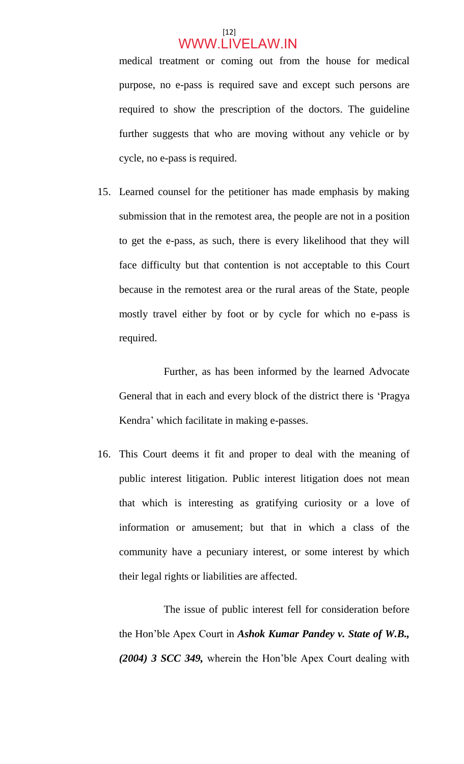medical treatment or coming out from the house for medical purpose, no e-pass is required save and except such persons are required to show the prescription of the doctors. The guideline further suggests that who are moving without any vehicle or by cycle, no e-pass is required.

15. Learned counsel for the petitioner has made emphasis by making submission that in the remotest area, the people are not in a position to get the e-pass, as such, there is every likelihood that they will face difficulty but that contention is not acceptable to this Court because in the remotest area or the rural areas of the State, people mostly travel either by foot or by cycle for which no e-pass is required.

    Further, as has been informed by the learned Advocate General that in each and every block of the district there is 'Pragya Kendra' which facilitate in making e-passes.

16. This Court deems it fit and proper to deal with the meaning of public interest litigation. Public interest litigation does not mean that which is interesting as gratifying curiosity or a love of information or amusement; but that in which a class of the community have a pecuniary interest, or some interest by which their legal rights or liabilities are affected.

    The issue of public interest fell for consideration before the Hon'ble Apex Court in ***Ashok Kumar Pandey v. State of W.B., (2004) 3 SCC 349,*** wherein the Hon'ble Apex Court dealing with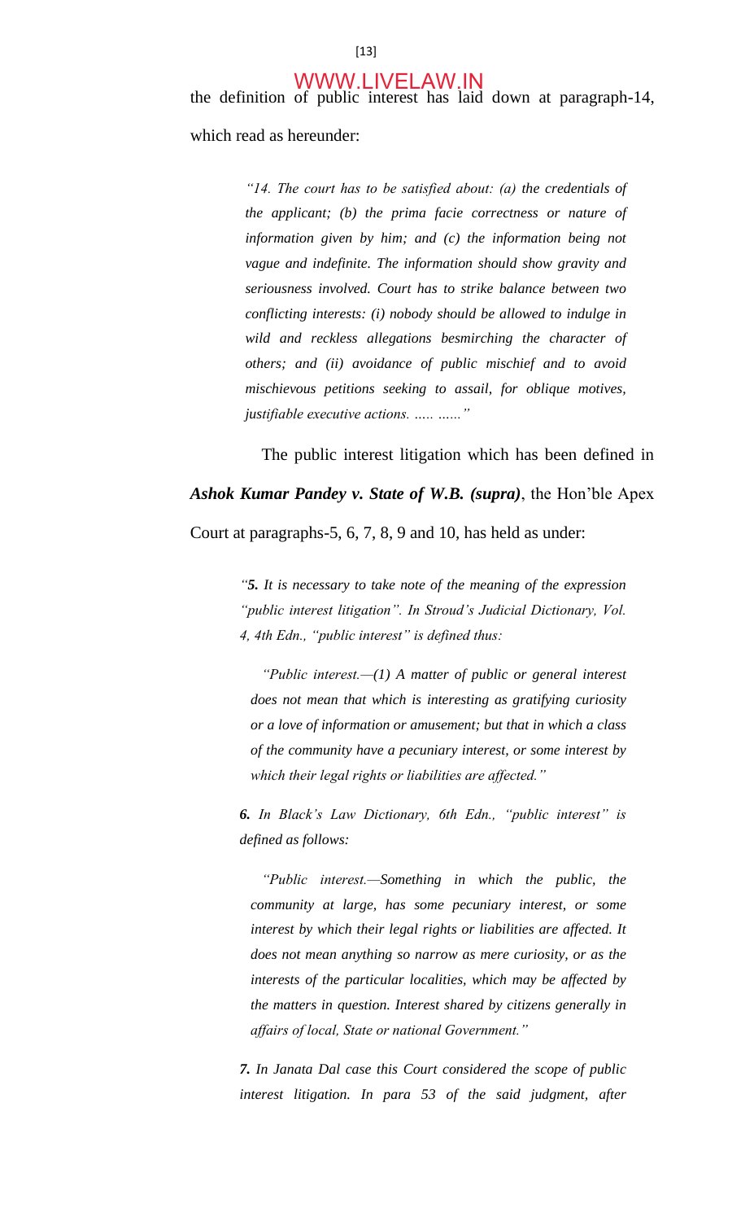the definition of public interest has laid down at paragraph-14, which read as hereunder:

> *"14. The court has to be satisfied about: (a) the credentials of the applicant; (b) the prima facie correctness or nature of information given by him; and (c) the information being not vague and indefinite. The information should show gravity and seriousness involved. Court has to strike balance between two conflicting interests: (i) nobody should be allowed to indulge in wild and reckless allegations besmirching the character of others; and (ii) avoidance of public mischief and to avoid mischievous petitions seeking to assail, for oblique motives, justifiable executive actions. ..... ......"*

The public interest litigation which has been defined in ***Ashok Kumar Pandey v. State of W.B. (supra)***, the Hon'ble Apex Court at paragraphs-5, 6, 7, 8, 9 and 10, has held as under:

> *"**5.** It is necessary to take note of the meaning of the expression "public interest litigation". In Stroud's Judicial Dictionary, Vol. 4, 4th Edn., "public interest" is defined thus:*
>
> > *"Public interest.—(1) A matter of public or general interest does not mean that which is interesting as gratifying curiosity or a love of information or amusement; but that in which a class of the community have a pecuniary interest, or some interest by which their legal rights or liabilities are affected."*
>
> ***6.** In Black's Law Dictionary, 6th Edn., "public interest" is defined as follows:*
>
> > *"Public interest.—Something in which the public, the community at large, has some pecuniary interest, or some interest by which their legal rights or liabilities are affected. It does not mean anything so narrow as mere curiosity, or as the interests of the particular localities, which may be affected by the matters in question. Interest shared by citizens generally in affairs of local, State or national Government."*
>
> ***7.** In Janata Dal case this Court considered the scope of public interest litigation. In para 53 of the said judgment, after*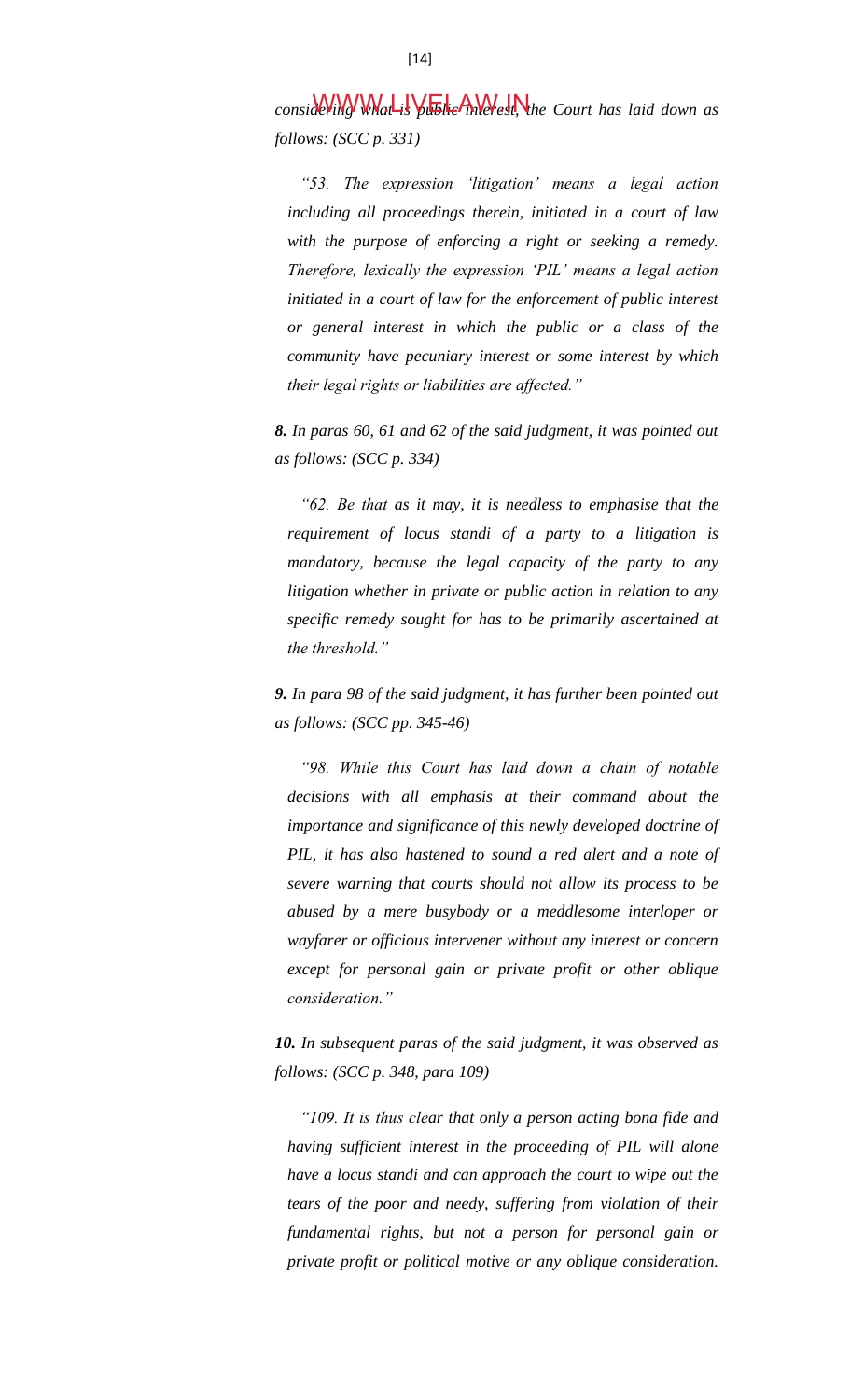*considering what is public interest, the Court has laid down as follows: (SCC p. 331)*

> *"53. The expression 'litigation' means a legal action including all proceedings therein, initiated in a court of law with the purpose of enforcing a right or seeking a remedy. Therefore, lexically the expression 'PIL' means a legal action initiated in a court of law for the enforcement of public interest or general interest in which the public or a class of the community have pecuniary interest or some interest by which their legal rights or liabilities are affected."*

***8.*** *In paras 60, 61 and 62 of the said judgment, it was pointed out as follows: (SCC p. 334)*

> *"62. Be that as it may, it is needless to emphasise that the requirement of locus standi of a party to a litigation is mandatory, because the legal capacity of the party to any litigation whether in private or public action in relation to any specific remedy sought for has to be primarily ascertained at the threshold."*

***9.*** *In para 98 of the said judgment, it has further been pointed out as follows: (SCC pp. 345-46)*

> *"98. While this Court has laid down a chain of notable decisions with all emphasis at their command about the importance and significance of this newly developed doctrine of PIL, it has also hastened to sound a red alert and a note of severe warning that courts should not allow its process to be abused by a mere busybody or a meddlesome interloper or wayfarer or officious intervener without any interest or concern except for personal gain or private profit or other oblique consideration."*

***10.*** *In subsequent paras of the said judgment, it was observed as follows: (SCC p. 348, para 109)*

> *"109. It is thus clear that only a person acting bona fide and having sufficient interest in the proceeding of PIL will alone have a locus standi and can approach the court to wipe out the tears of the poor and needy, suffering from violation of their fundamental rights, but not a person for personal gain or private profit or political motive or any oblique consideration.*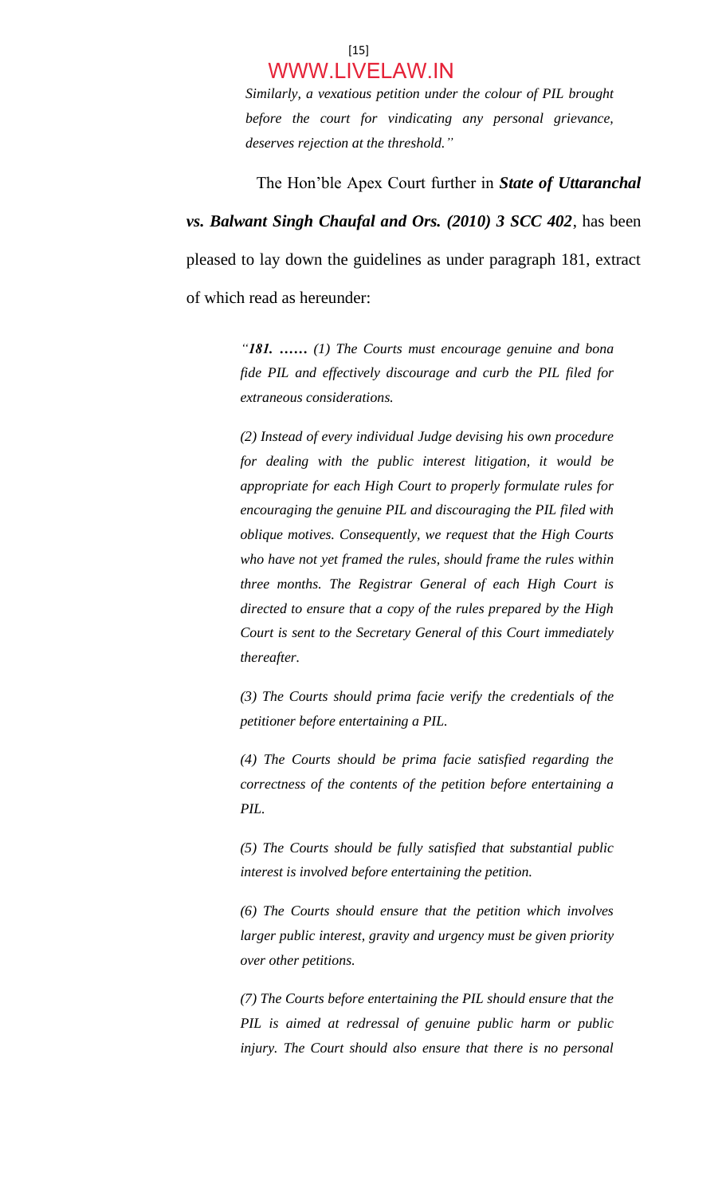*Similarly, a vexatious petition under the colour of PIL brought before the court for vindicating any personal grievance, deserves rejection at the threshold."*

The Hon'ble Apex Court further in ***State of Uttaranchal vs. Balwant Singh Chaufal and Ors. (2010) 3 SCC 402***, has been pleased to lay down the guidelines as under paragraph 181, extract of which read as hereunder:

> *"**181. ……** (1) The Courts must encourage genuine and bona fide PIL and effectively discourage and curb the PIL filed for extraneous considerations.*
>
> *(2) Instead of every individual Judge devising his own procedure for dealing with the public interest litigation, it would be appropriate for each High Court to properly formulate rules for encouraging the genuine PIL and discouraging the PIL filed with oblique motives. Consequently, we request that the High Courts who have not yet framed the rules, should frame the rules within three months. The Registrar General of each High Court is directed to ensure that a copy of the rules prepared by the High Court is sent to the Secretary General of this Court immediately thereafter.*
>
> *(3) The Courts should prima facie verify the credentials of the petitioner before entertaining a PIL.*
>
> *(4) The Courts should be prima facie satisfied regarding the correctness of the contents of the petition before entertaining a PIL.*
>
> *(5) The Courts should be fully satisfied that substantial public interest is involved before entertaining the petition.*
>
> *(6) The Courts should ensure that the petition which involves larger public interest, gravity and urgency must be given priority over other petitions.*
>
> *(7) The Courts before entertaining the PIL should ensure that the PIL is aimed at redressal of genuine public harm or public injury. The Court should also ensure that there is no personal*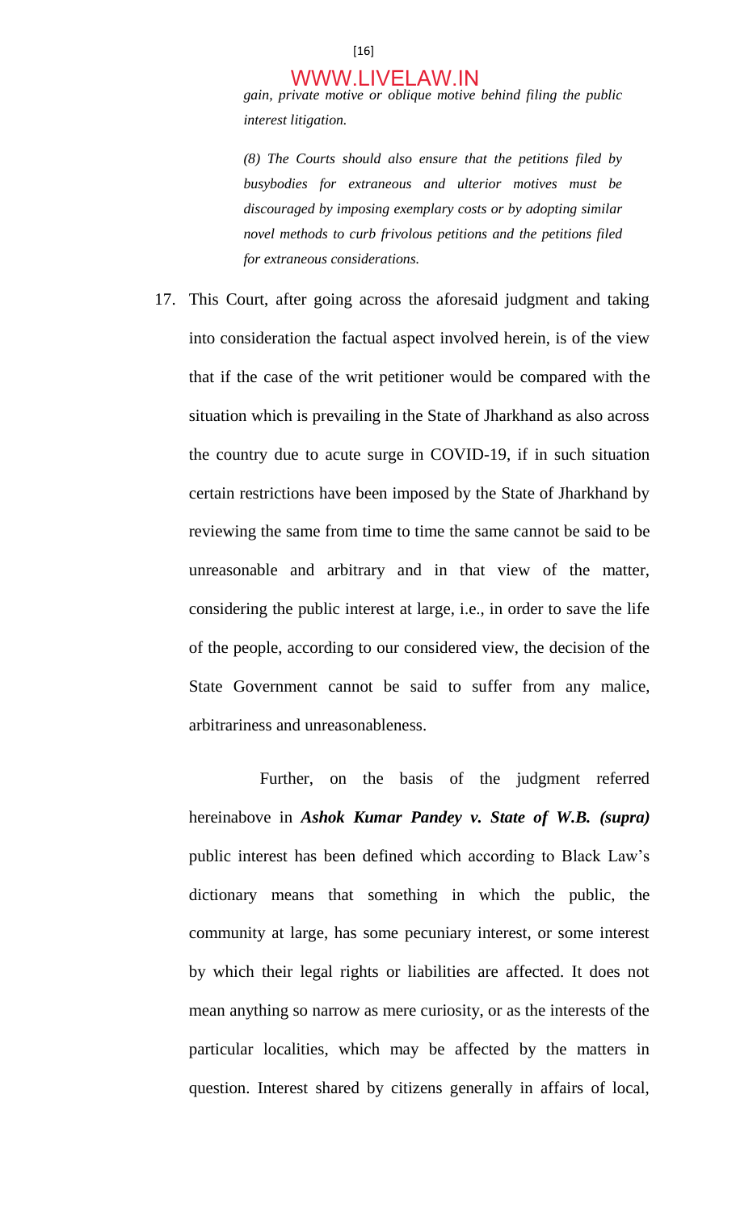*gain, private motive or oblique motive behind filing the public interest litigation.*

*(8) The Courts should also ensure that the petitions filed by busybodies for extraneous and ulterior motives must be discouraged by imposing exemplary costs or by adopting similar novel methods to curb frivolous petitions and the petitions filed for extraneous considerations.*

17. This Court, after going across the aforesaid judgment and taking into consideration the factual aspect involved herein, is of the view that if the case of the writ petitioner would be compared with the situation which is prevailing in the State of Jharkhand as also across the country due to acute surge in COVID-19, if in such situation certain restrictions have been imposed by the State of Jharkhand by reviewing the same from time to time the same cannot be said to be unreasonable and arbitrary and in that view of the matter, considering the public interest at large, i.e., in order to save the life of the people, according to our considered view, the decision of the State Government cannot be said to suffer from any malice, arbitrariness and unreasonableness.

Further, on the basis of the judgment referred hereinabove in ***Ashok Kumar Pandey v. State of W.B. (supra)*** public interest has been defined which according to Black Law's dictionary means that something in which the public, the community at large, has some pecuniary interest, or some interest by which their legal rights or liabilities are affected. It does not mean anything so narrow as mere curiosity, or as the interests of the particular localities, which may be affected by the matters in question. Interest shared by citizens generally in affairs of local,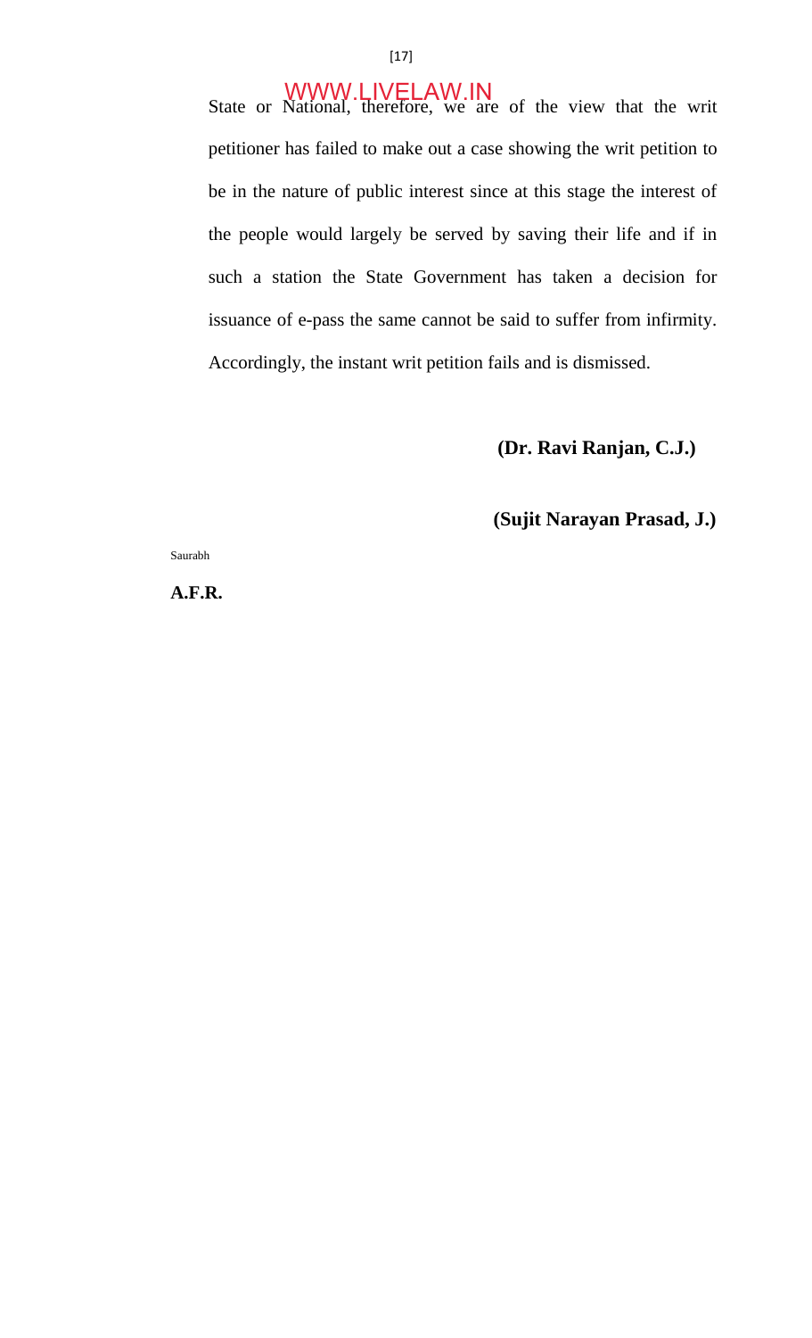State or National, therefore, we are of the view that the writ petitioner has failed to make out a case showing the writ petition to be in the nature of public interest since at this stage the interest of the people would largely be served by saving their life and if in such a station the State Government has taken a decision for issuance of e-pass the same cannot be said to suffer from infirmity. Accordingly, the instant writ petition fails and is dismissed.

**(Dr. Ravi Ranjan, C.J.)**

**(Sujit Narayan Prasad, J.)**

Saurabh

**A.F.R.**